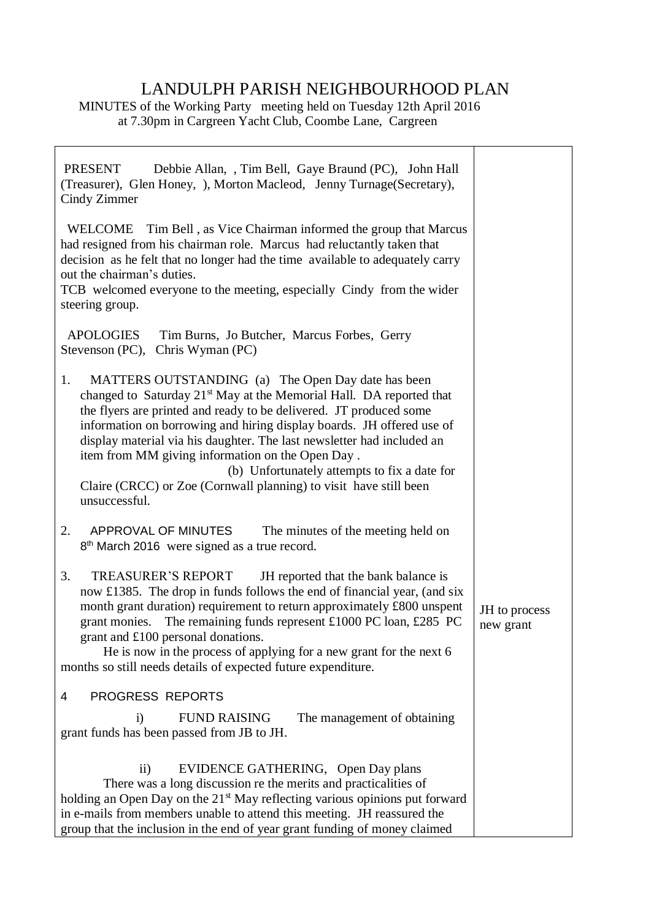# LANDULPH PARISH NEIGHBOURHOOD PLAN

MINUTES of the Working Party meeting held on Tuesday 12th April 2016 at 7.30pm in Cargreen Yacht Club, Coombe Lane, Cargreen

| | |
|---|---|
| PRESENT Debbie Allan, , Tim Bell, Gaye Braund (PC), John Hall (Treasurer), Glen Honey, ), Morton Macleod, Jenny Turnage(Secretary), Cindy Zimmer | |
| WELCOME Tim Bell , as Vice Chairman informed the group that Marcus had resigned from his chairman role. Marcus had reluctantly taken that decision as he felt that no longer had the time available to adequately carry out the chairman's duties.<br>TCB welcomed everyone to the meeting, especially Cindy from the wider steering group. | |
| APOLOGIES Tim Burns, Jo Butcher, Marcus Forbes, Gerry Stevenson (PC), Chris Wyman (PC) | |
| 1. MATTERS OUTSTANDING (a) The Open Day date has been changed to Saturday 21st May at the Memorial Hall. DA reported that the flyers are printed and ready to be delivered. JT produced some information on borrowing and hiring display boards. JH offered use of display material via his daughter. The last newsletter had included an item from MM giving information on the Open Day .<br>(b) Unfortunately attempts to fix a date for Claire (CRCC) or Zoe (Cornwall planning) to visit have still been unsuccessful. | |
| 2. APPROVAL OF MINUTES The minutes of the meeting held on 8th March 2016 were signed as a true record. | |
| 3. TREASURER'S REPORT JH reported that the bank balance is now £1385. The drop in funds follows the end of financial year, (and six month grant duration) requirement to return approximately £800 unspent grant monies. The remaining funds represent £1000 PC loan, £285 PC grant and £100 personal donations.<br>He is now in the process of applying for a new grant for the next 6 months so still needs details of expected future expenditure. | JH to process new grant |
| 4 PROGRESS REPORTS<br>i) FUND RAISING The management of obtaining grant funds has been passed from JB to JH.<br>ii) EVIDENCE GATHERING, Open Day plans<br>There was a long discussion re the merits and practicalities of holding an Open Day on the 21st May reflecting various opinions put forward in e-mails from members unable to attend this meeting. JH reassured the group that the inclusion in the end of year grant funding of money claimed | |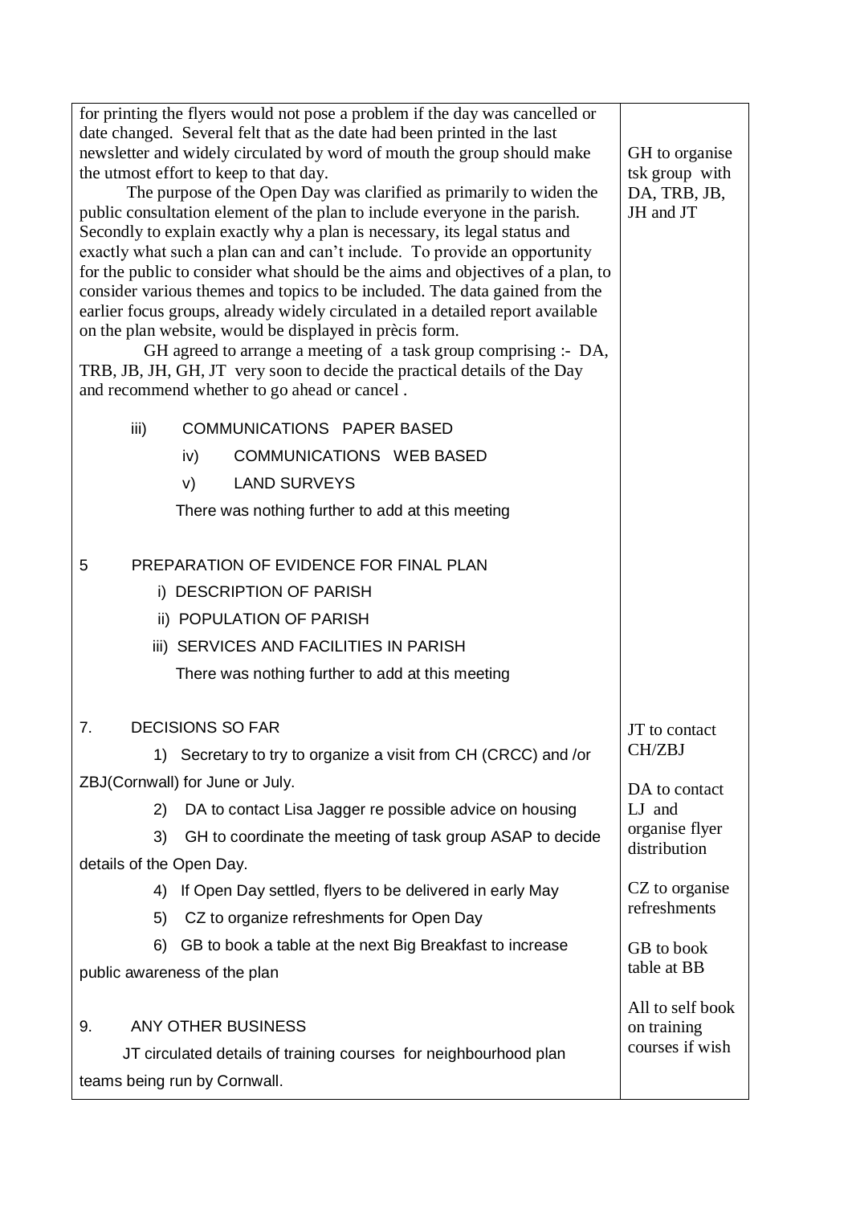| | |
|---|---|
| for printing the flyers would not pose a problem if the day was cancelled or date changed. Several felt that as the date had been printed in the last newsletter and widely circulated by word of mouth the group should make the utmost effort to keep to that day.<br>The purpose of the Open Day was clarified as primarily to widen the public consultation element of the plan to include everyone in the parish. Secondly to explain exactly why a plan is necessary, its legal status and exactly what such a plan can and can't include. To provide an opportunity for the public to consider what should be the aims and objectives of a plan, to consider various themes and topics to be included. The data gained from the earlier focus groups, already widely circulated in a detailed report available on the plan website, would be displayed in prècis form.<br>GH agreed to arrange a meeting of a task group comprising :- DA, TRB, JB, JH, GH, JT very soon to decide the practical details of the Day and recommend whether to go ahead or cancel . | GH to organise tsk group with DA, TRB, JB, JH and JT |
| iii) COMMUNICATIONS PAPER BASED<br>iv) COMMUNICATIONS WEB BASED<br>v) LAND SURVEYS<br>There was nothing further to add at this meeting | |
| 5 PREPARATION OF EVIDENCE FOR FINAL PLAN<br>i) DESCRIPTION OF PARISH<br>ii) POPULATION OF PARISH<br>iii) SERVICES AND FACILITIES IN PARISH<br>There was nothing further to add at this meeting | |
| 7. DECISIONS SO FAR<br>1) Secretary to try to organize a visit from CH (CRCC) and /or ZBJ(Cornwall) for June or July.<br>2) DA to contact Lisa Jagger re possible advice on housing<br>3) GH to coordinate the meeting of task group ASAP to decide details of the Open Day.<br>4) If Open Day settled, flyers to be delivered in early May<br>5) CZ to organize refreshments for Open Day<br>6) GB to book a table at the next Big Breakfast to increase public awareness of the plan | JT to contact CH/ZBJ<br><br>DA to contact LJ and organise flyer distribution<br><br>CZ to organise refreshments<br><br>GB to book table at BB |
| 9. ANY OTHER BUSINESS<br>JT circulated details of training courses for neighbourhood plan teams being run by Cornwall. | All to self book on training courses if wish |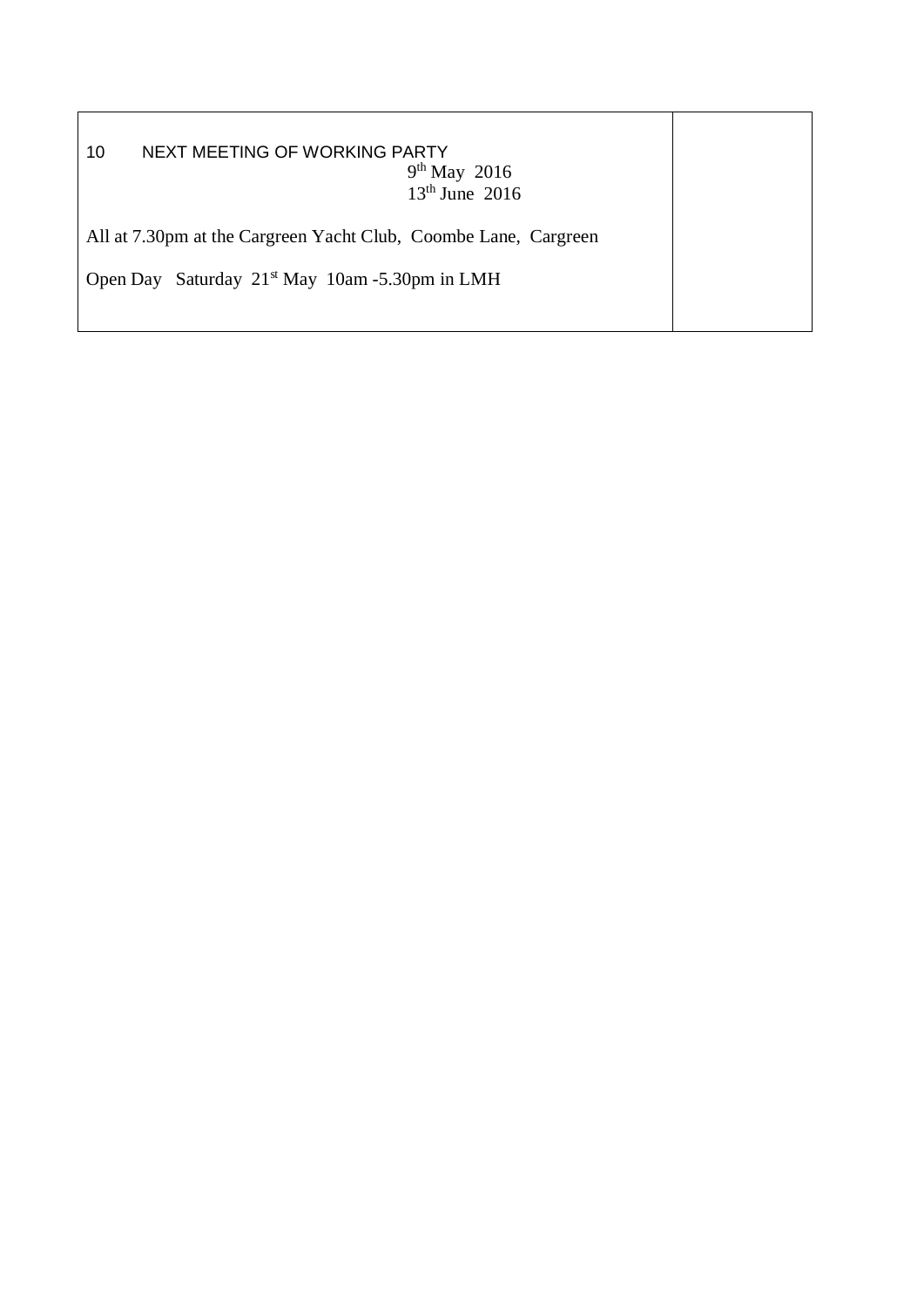| | |
|---|---|
| 10 NEXT MEETING OF WORKING PARTY<br>9th May 2016<br>13th June 2016<br><br>All at 7.30pm at the Cargreen Yacht Club, Coombe Lane, Cargreen<br><br>Open Day Saturday 21st May 10am -5.30pm in LMH | |